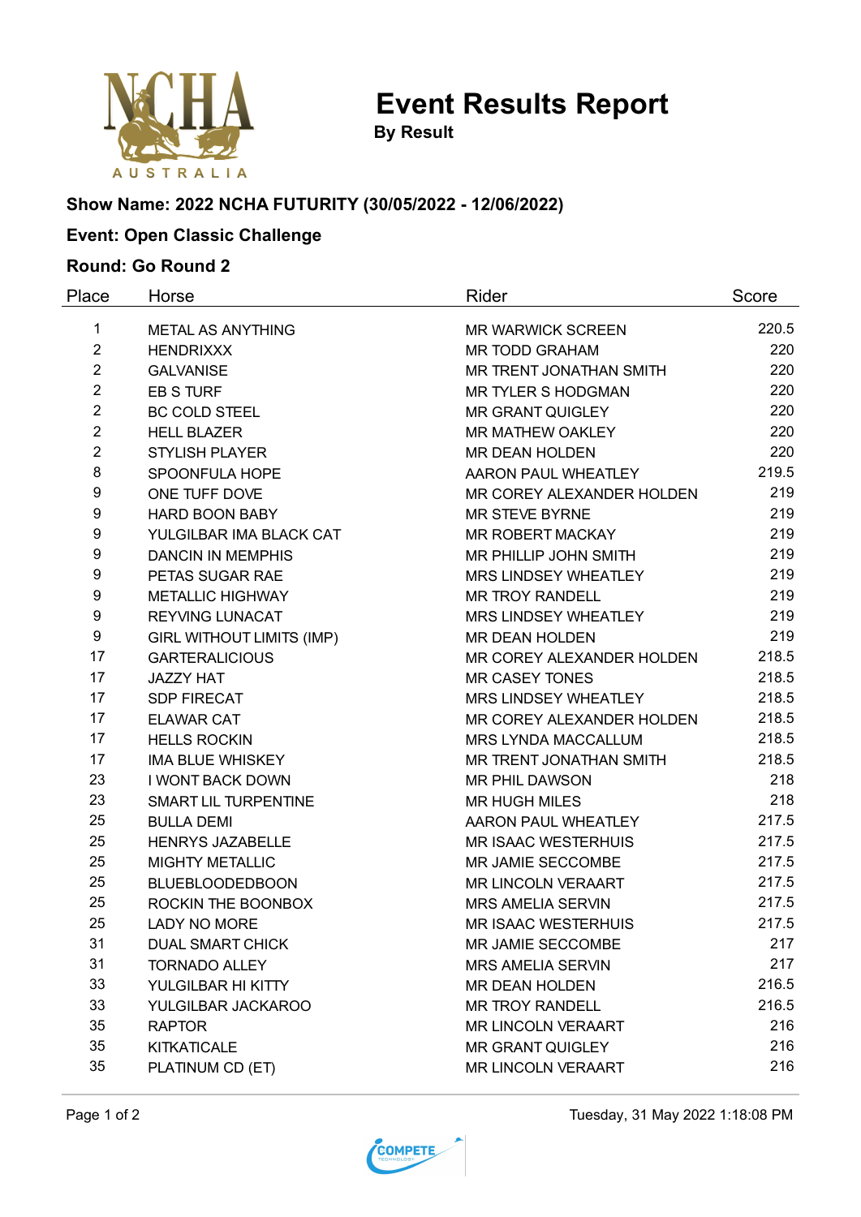# Event Results Report

**By Result**

### Show Name: 2022 NCHA FUTURITY (30/05/2022 - 12/06/2022)

### Event: Open Classic Challenge

### Round: Go Round 2

| Place | Horse | Rider | Score |
|---|---|---|---|
| 1 | METAL AS ANYTHING | MR WARWICK SCREEN | 220.5 |
| 2 | HENDRIXXX | MR TODD GRAHAM | 220 |
| 2 | GALVANISE | MR TRENT JONATHAN SMITH | 220 |
| 2 | EB S TURF | MR TYLER S HODGMAN | 220 |
| 2 | BC COLD STEEL | MR GRANT QUIGLEY | 220 |
| 2 | HELL BLAZER | MR MATHEW OAKLEY | 220 |
| 2 | STYLISH PLAYER | MR DEAN HOLDEN | 220 |
| 8 | SPOONFULA HOPE | AARON PAUL WHEATLEY | 219.5 |
| 9 | ONE TUFF DOVE | MR COREY ALEXANDER HOLDEN | 219 |
| 9 | HARD BOON BABY | MR STEVE BYRNE | 219 |
| 9 | YULGILBAR IMA BLACK CAT | MR ROBERT MACKAY | 219 |
| 9 | DANCIN IN MEMPHIS | MR PHILLIP JOHN SMITH | 219 |
| 9 | PETAS SUGAR RAE | MRS LINDSEY WHEATLEY | 219 |
| 9 | METALLIC HIGHWAY | MR TROY RANDELL | 219 |
| 9 | REYVING LUNACAT | MRS LINDSEY WHEATLEY | 219 |
| 9 | GIRL WITHOUT LIMITS (IMP) | MR DEAN HOLDEN | 219 |
| 17 | GARTERALICIOUS | MR COREY ALEXANDER HOLDEN | 218.5 |
| 17 | JAZZY HAT | MR CASEY TONES | 218.5 |
| 17 | SDP FIRECAT | MRS LINDSEY WHEATLEY | 218.5 |
| 17 | ELAWAR CAT | MR COREY ALEXANDER HOLDEN | 218.5 |
| 17 | HELLS ROCKIN | MRS LYNDA MACCALLUM | 218.5 |
| 17 | IMA BLUE WHISKEY | MR TRENT JONATHAN SMITH | 218.5 |
| 23 | I WONT BACK DOWN | MR PHIL DAWSON | 218 |
| 23 | SMART LIL TURPENTINE | MR HUGH MILES | 218 |
| 25 | BULLA DEMI | AARON PAUL WHEATLEY | 217.5 |
| 25 | HENRYS JAZABELLE | MR ISAAC WESTERHUIS | 217.5 |
| 25 | MIGHTY METALLIC | MR JAMIE SECCOMBE | 217.5 |
| 25 | BLUEBLOODEDBOON | MR LINCOLN VERAART | 217.5 |
| 25 | ROCKIN THE BOONBOX | MRS AMELIA SERVIN | 217.5 |
| 25 | LADY NO MORE | MR ISAAC WESTERHUIS | 217.5 |
| 31 | DUAL SMART CHICK | MR JAMIE SECCOMBE | 217 |
| 31 | TORNADO ALLEY | MRS AMELIA SERVIN | 217 |
| 33 | YULGILBAR HI KITTY | MR DEAN HOLDEN | 216.5 |
| 33 | YULGILBAR JACKAROO | MR TROY RANDELL | 216.5 |
| 35 | RAPTOR | MR LINCOLN VERAART | 216 |
| 35 | KITKATICALE | MR GRANT QUIGLEY | 216 |
| 35 | PLATINUM CD (ET) | MR LINCOLN VERAART | 216 |

Tuesday, 31 May 2022 1:18:08 PM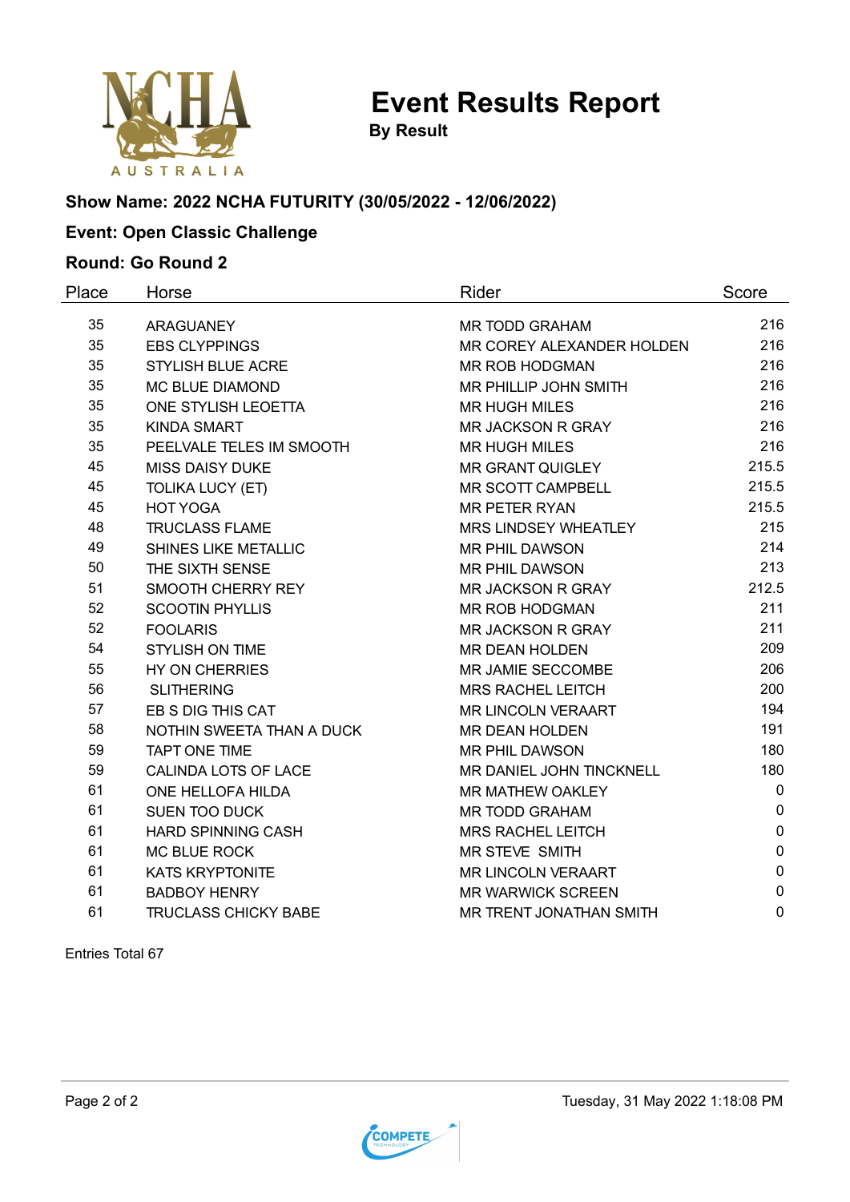# Event Results Report

**By Result**

### Show Name: 2022 NCHA FUTURITY (30/05/2022 - 12/06/2022)

### Event: Open Classic Challenge

### Round: Go Round 2

| Place | Horse | Rider | Score |
|---|---|---|---|
| 35 | ARAGUANEY | MR TODD GRAHAM | 216 |
| 35 | EBS CLYPPINGS | MR COREY ALEXANDER HOLDEN | 216 |
| 35 | STYLISH BLUE ACRE | MR ROB HODGMAN | 216 |
| 35 | MC BLUE DIAMOND | MR PHILLIP JOHN SMITH | 216 |
| 35 | ONE STYLISH LEOETTA | MR HUGH MILES | 216 |
| 35 | KINDA SMART | MR JACKSON R GRAY | 216 |
| 35 | PEELVALE TELES IM SMOOTH | MR HUGH MILES | 216 |
| 45 | MISS DAISY DUKE | MR GRANT QUIGLEY | 215.5 |
| 45 | TOLIKA LUCY (ET) | MR SCOTT CAMPBELL | 215.5 |
| 45 | HOT YOGA | MR PETER RYAN | 215.5 |
| 48 | TRUCLASS FLAME | MRS LINDSEY WHEATLEY | 215 |
| 49 | SHINES LIKE METALLIC | MR PHIL DAWSON | 214 |
| 50 | THE SIXTH SENSE | MR PHIL DAWSON | 213 |
| 51 | SMOOTH CHERRY REY | MR JACKSON R GRAY | 212.5 |
| 52 | SCOOTIN PHYLLIS | MR ROB HODGMAN | 211 |
| 52 | FOOLARIS | MR JACKSON R GRAY | 211 |
| 54 | STYLISH ON TIME | MR DEAN HOLDEN | 209 |
| 55 | HY ON CHERRIES | MR JAMIE SECCOMBE | 206 |
| 56 | SLITHERING | MRS RACHEL LEITCH | 200 |
| 57 | EB S DIG THIS CAT | MR LINCOLN VERAART | 194 |
| 58 | NOTHIN SWEETA THAN A DUCK | MR DEAN HOLDEN | 191 |
| 59 | TAPT ONE TIME | MR PHIL DAWSON | 180 |
| 59 | CALINDA LOTS OF LACE | MR DANIEL JOHN TINCKNELL | 180 |
| 61 | ONE HELLOFA HILDA | MR MATHEW OAKLEY | 0 |
| 61 | SUEN TOO DUCK | MR TODD GRAHAM | 0 |
| 61 | HARD SPINNING CASH | MRS RACHEL LEITCH | 0 |
| 61 | MC BLUE ROCK | MR STEVE SMITH | 0 |
| 61 | KATS KRYPTONITE | MR LINCOLN VERAART | 0 |
| 61 | BADBOY HENRY | MR WARWICK SCREEN | 0 |
| 61 | TRUCLASS CHICKY BABE | MR TRENT JONATHAN SMITH | 0 |

Entries Total 67

Tuesday, 31 May 2022 1:18:08 PM